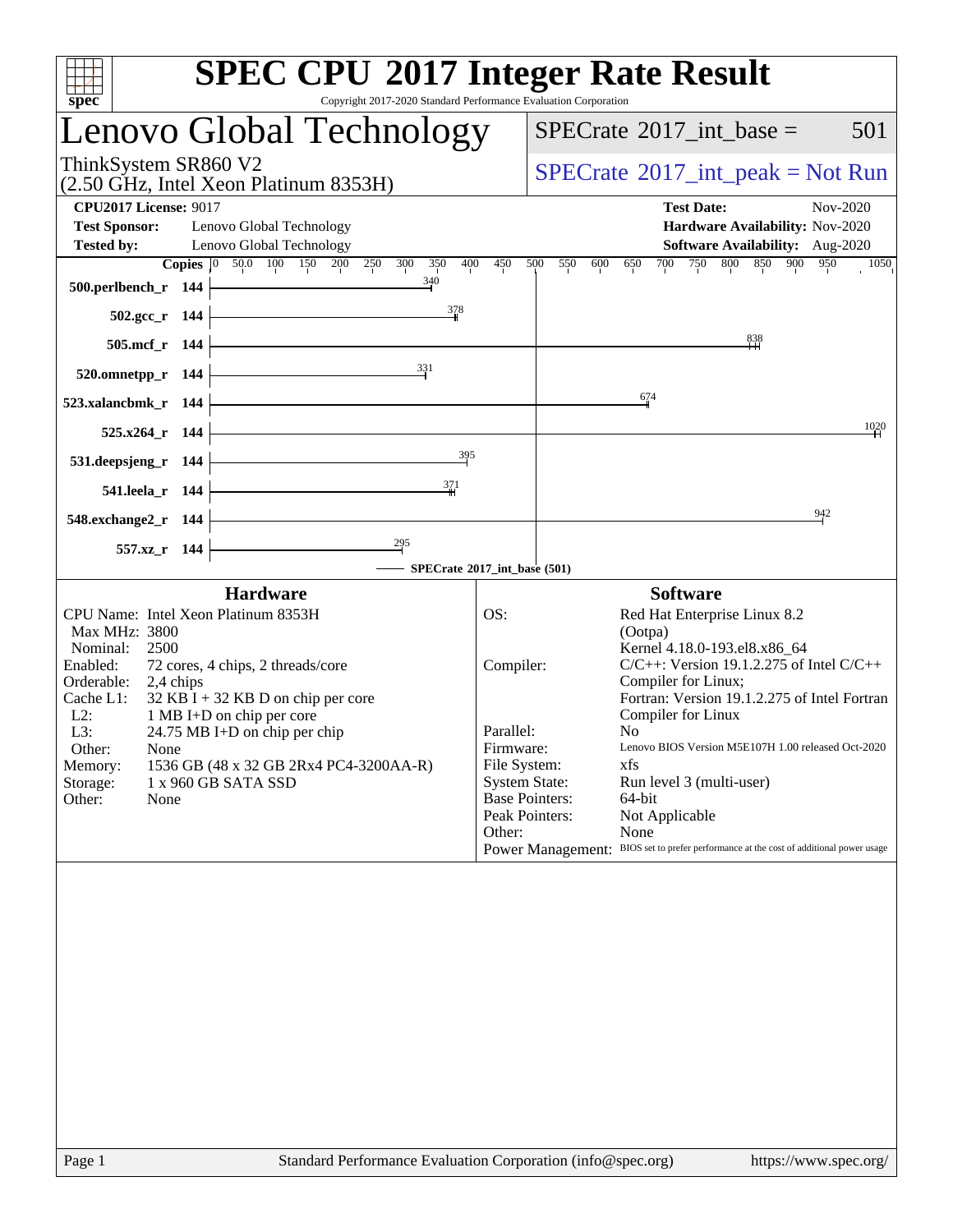# SPEC CPU 2017 Integer Rate Result

Copyright 2017-2020 Standard Performance Evaluation Corporation

## Lenovo Global Technology

ThinkSystem SR860 V2
(2.50 GHz, Intel Xeon Platinum 8353H)

SPECrate 2017_int_base = 501

SPECrate 2017_int_peak = Not Run

**CPU2017 License:** 9017
**Test Sponsor:** Lenovo Global Technology
**Tested by:** Lenovo Global Technology

**Test Date:** Nov-2020
**Hardware Availability:** Nov-2020
**Software Availability:** Aug-2020

| Benchmark | Copies | SPECrate 2017_int_base (501) |
|---|---|---|
| 500.perlbench_r | 144 | 340 |
| 502.gcc_r | 144 | 378 |
| 505.mcf_r | 144 | 838 |
| 520.omnetpp_r | 144 | 331 |
| 523.xalancbmk_r | 144 | 674 |
| 525.x264_r | 144 | 1020 |
| 531.deepsjeng_r | 144 | 395 |
| 541.leela_r | 144 | 371 |
| 548.exchange2_r | 144 | 942 |
| 557.xz_r | 144 | 295 |

### Hardware

| | |
|---|---|
| CPU Name: | Intel Xeon Platinum 8353H |
| Max MHz: | 3800 |
| Nominal: | 2500 |
| Enabled: | 72 cores, 4 chips, 2 threads/core |
| Orderable: | 2,4 chips |
| Cache L1: | 32 KB I + 32 KB D on chip per core |
| L2: | 1 MB I+D on chip per core |
| L3: | 24.75 MB I+D on chip per chip |
| Other: | None |
| Memory: | 1536 GB (48 x 32 GB 2Rx4 PC4-3200AA-R) |
| Storage: | 1 x 960 GB SATA SSD |
| Other: | None |

### Software

| | |
|---|---|
| OS: | Red Hat Enterprise Linux 8.2 (Ootpa) Kernel 4.18.0-193.el8.x86_64 |
| Compiler: | C/C++: Version 19.1.2.275 of Intel C/C++ Compiler for Linux; Fortran: Version 19.1.2.275 of Intel Fortran Compiler for Linux |
| Parallel: | No |
| Firmware: | Lenovo BIOS Version M5E107H 1.00 released Oct-2020 |
| File System: | xfs |
| System State: | Run level 3 (multi-user) |
| Base Pointers: | 64-bit |
| Peak Pointers: | Not Applicable |
| Other: | None |
| Power Management: | BIOS set to prefer performance at the cost of additional power usage |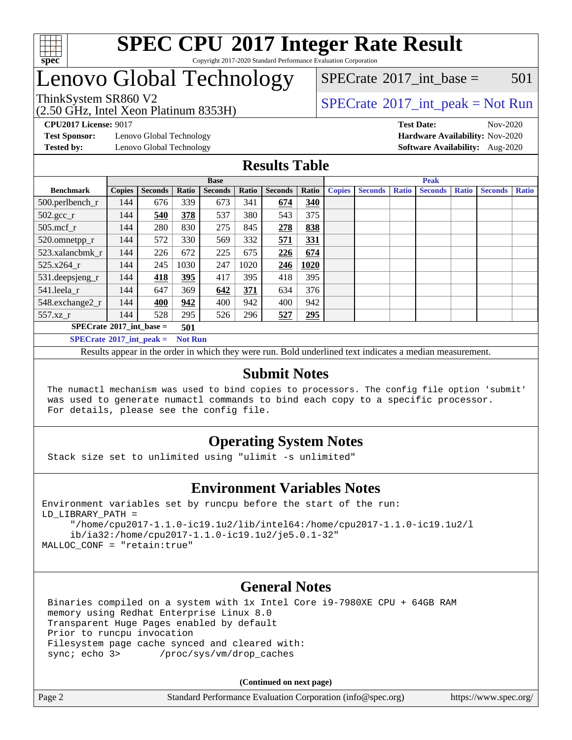# SPEC CPU 2017 Integer Rate Result

Copyright 2017-2020 Standard Performance Evaluation Corporation

# Lenovo Global Technology

ThinkSystem SR860 V2
(2.50 GHz, Intel Xeon Platinum 8353H)

SPECrate 2017_int_base = 501

SPECrate 2017_int_peak = Not Run

**CPU2017 License:** 9017
**Test Sponsor:** Lenovo Global Technology
**Tested by:** Lenovo Global Technology
**Test Date:** Nov-2020
**Hardware Availability:** Nov-2020
**Software Availability:** Aug-2020

## Results Table

| Benchmark | Base | | | | | | | Peak | | | | | | |
|---|---|---|---|---|---|---|---|---|---|---|---|---|---|---|
| | Copies | Seconds | Ratio | Seconds | Ratio | Seconds | Ratio | Copies | Seconds | Ratio | Seconds | Ratio | Seconds | Ratio |
| 500.perlbench_r | 144 | 676 | 339 | 673 | 341 | **674** | **340** | | | | | | | |
| 502.gcc_r | 144 | **540** | **378** | 537 | 380 | 543 | 375 | | | | | | | |
| 505.mcf_r | 144 | 280 | 830 | 275 | 845 | **278** | **838** | | | | | | | |
| 520.omnetpp_r | 144 | 572 | 330 | 569 | 332 | **571** | **331** | | | | | | | |
| 523.xalancbmk_r | 144 | 226 | 672 | 225 | 675 | **226** | **674** | | | | | | | |
| 525.x264_r | 144 | 245 | 1030 | 247 | 1020 | **246** | **1020** | | | | | | | |
| 531.deepsjeng_r | 144 | **418** | **395** | 417 | 395 | 418 | 395 | | | | | | | |
| 541.leela_r | 144 | 647 | 369 | **642** | **371** | 634 | 376 | | | | | | | |
| 548.exchange2_r | 144 | **400** | **942** | 400 | 942 | 400 | 942 | | | | | | | |
| 557.xz_r | 144 | 528 | 295 | 526 | 296 | **527** | **295** | | | | | | | |

**SPECrate 2017_int_base = 501**

**SPECrate 2017_int_peak = Not Run**

Results appear in the order in which they were run. Bold underlined text indicates a median measurement.

## Submit Notes

```
The numactl mechanism was used to bind copies to processors. The config file option 'submit'
was used to generate numactl commands to bind each copy to a specific processor.
For details, please see the config file.
```

## Operating System Notes

```
Stack size set to unlimited using "ulimit -s unlimited"
```

## Environment Variables Notes

```
Environment variables set by runcpu before the start of the run:
LD_LIBRARY_PATH =
     "/home/cpu2017-1.1.0-ic19.1u2/lib/intel64:/home/cpu2017-1.1.0-ic19.1u2/l
     ib/ia32:/home/cpu2017-1.1.0-ic19.1u2/je5.0.1-32"
MALLOC_CONF = "retain:true"
```

## General Notes

```
Binaries compiled on a system with 1x Intel Core i9-7980XE CPU + 64GB RAM
memory using Redhat Enterprise Linux 8.0
Transparent Huge Pages enabled by default
Prior to runcpu invocation
Filesystem page cache synced and cleared with:
sync; echo 3>       /proc/sys/vm/drop_caches
```

**(Continued on next page)**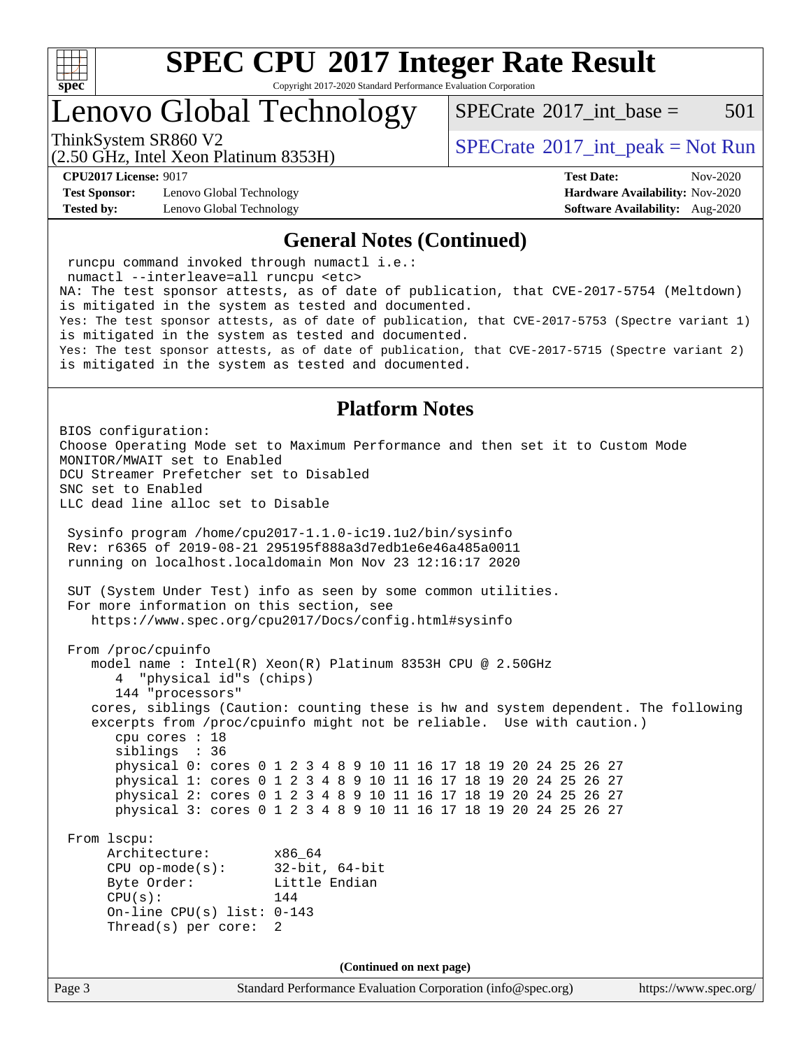# SPEC CPU 2017 Integer Rate Result

Copyright 2017-2020 Standard Performance Evaluation Corporation

# Lenovo Global Technology

ThinkSystem SR860 V2
(2.50 GHz, Intel Xeon Platinum 8353H)

SPECrate 2017_int_base = 501

SPECrate 2017_int_peak = Not Run

**CPU2017 License:** 9017
**Test Sponsor:** Lenovo Global Technology
**Tested by:** Lenovo Global Technology

**Test Date:** Nov-2020
**Hardware Availability:** Nov-2020
**Software Availability:** Aug-2020

## General Notes (Continued)

```
 runcpu command invoked through numactl i.e.:
 numactl --interleave=all runcpu <etc>
NA: The test sponsor attests, as of date of publication, that CVE-2017-5754 (Meltdown)
is mitigated in the system as tested and documented.
Yes: The test sponsor attests, as of date of publication, that CVE-2017-5753 (Spectre variant 1)
is mitigated in the system as tested and documented.
Yes: The test sponsor attests, as of date of publication, that CVE-2017-5715 (Spectre variant 2)
is mitigated in the system as tested and documented.
```

## Platform Notes

```
BIOS configuration:
Choose Operating Mode set to Maximum Performance and then set it to Custom Mode
MONITOR/MWAIT set to Enabled
DCU Streamer Prefetcher set to Disabled
SNC set to Enabled
LLC dead line alloc set to Disable

 Sysinfo program /home/cpu2017-1.1.0-ic19.1u2/bin/sysinfo
 Rev: r6365 of 2019-08-21 295195f888a3d7edb1e6e46a485a0011
 running on localhost.localdomain Mon Nov 23 12:16:17 2020

 SUT (System Under Test) info as seen by some common utilities.
 For more information on this section, see
    https://www.spec.org/cpu2017/Docs/config.html#sysinfo

 From /proc/cpuinfo
    model name : Intel(R) Xeon(R) Platinum 8353H CPU @ 2.50GHz
       4  "physical id"s (chips)
       144 "processors"
    cores, siblings (Caution: counting these is hw and system dependent. The following
    excerpts from /proc/cpuinfo might not be reliable.  Use with caution.)
       cpu cores : 18
       siblings  : 36
       physical 0: cores 0 1 2 3 4 8 9 10 11 16 17 18 19 20 24 25 26 27
       physical 1: cores 0 1 2 3 4 8 9 10 11 16 17 18 19 20 24 25 26 27
       physical 2: cores 0 1 2 3 4 8 9 10 11 16 17 18 19 20 24 25 26 27
       physical 3: cores 0 1 2 3 4 8 9 10 11 16 17 18 19 20 24 25 26 27

 From lscpu:
      Architecture:        x86_64
      CPU op-mode(s):      32-bit, 64-bit
      Byte Order:          Little Endian
      CPU(s):              144
      On-line CPU(s) list: 0-143
      Thread(s) per core:  2
```

(Continued on next page)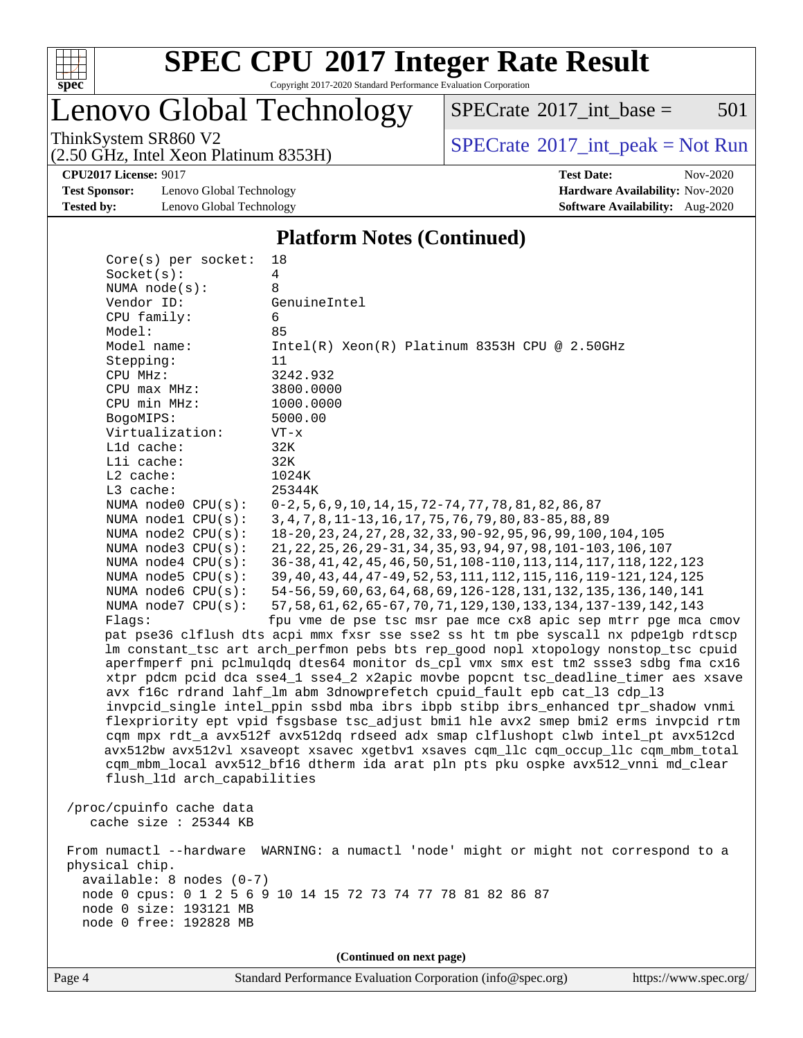## Platform Notes (Continued)

```
    Core(s) per socket:  18
    Socket(s):           4
    NUMA node(s):        8
    Vendor ID:           GenuineIntel
    CPU family:          6
    Model:               85
    Model name:          Intel(R) Xeon(R) Platinum 8353H CPU @ 2.50GHz
    Stepping:            11
    CPU MHz:             3242.932
    CPU max MHz:         3800.0000
    CPU min MHz:         1000.0000
    BogoMIPS:            5000.00
    Virtualization:      VT-x
    L1d cache:           32K
    L1i cache:           32K
    L2 cache:            1024K
    L3 cache:            25344K
    NUMA node0 CPU(s):   0-2,5,6,9,10,14,15,72-74,77,78,81,82,86,87
    NUMA node1 CPU(s):   3,4,7,8,11-13,16,17,75,76,79,80,83-85,88,89
    NUMA node2 CPU(s):   18-20,23,24,27,28,32,33,90-92,95,96,99,100,104,105
    NUMA node3 CPU(s):   21,22,25,26,29-31,34,35,93,94,97,98,101-103,106,107
    NUMA node4 CPU(s):   36-38,41,42,45,46,50,51,108-110,113,114,117,118,122,123
    NUMA node5 CPU(s):   39,40,43,44,47-49,52,53,111,112,115,116,119-121,124,125
    NUMA node6 CPU(s):   54-56,59,60,63,64,68,69,126-128,131,132,135,136,140,141
    NUMA node7 CPU(s):   57,58,61,62,65-67,70,71,129,130,133,134,137-139,142,143
    Flags:               fpu vme de pse tsc msr pae mce cx8 apic sep mtrr pge mca cmov
    pat pse36 clflush dts acpi mmx fxsr sse sse2 ss ht tm pbe syscall nx pdpe1gb rdtscp
    lm constant_tsc art arch_perfmon pebs bts rep_good nopl xtopology nonstop_tsc cpuid
    aperfmperf pni pclmulqdq dtes64 monitor ds_cpl vmx smx est tm2 ssse3 sdbg fma cx16
    xtpr pdcm pcid dca sse4_1 sse4_2 x2apic movbe popcnt tsc_deadline_timer aes xsave
    avx f16c rdrand lahf_lm abm 3dnowprefetch cpuid_fault epb cat_l3 cdp_l3
    invpcid_single intel_ppin ssbd mba ibrs ibpb stibp ibrs_enhanced tpr_shadow vnmi
    flexpriority ept vpid fsgsbase tsc_adjust bmi1 hle avx2 smep bmi2 erms invpcid rtm
    cqm mpx rdt_a avx512f avx512dq rdseed adx smap clflushopt clwb intel_pt avx512cd
    avx512bw avx512vl xsaveopt xsavec xgetbv1 xsaves cqm_llc cqm_occup_llc cqm_mbm_total
    cqm_mbm_local avx512_bf16 dtherm ida arat pln pts pku ospke avx512_vnni md_clear
    flush_l1d arch_capabilities

 /proc/cpuinfo cache data
    cache size : 25344 KB

 From numactl --hardware  WARNING: a numactl 'node' might or might not correspond to a
 physical chip.
   available: 8 nodes (0-7)
   node 0 cpus: 0 1 2 5 6 9 10 14 15 72 73 74 77 78 81 82 86 87
   node 0 size: 193121 MB
   node 0 free: 192828 MB
```

(Continued on next page)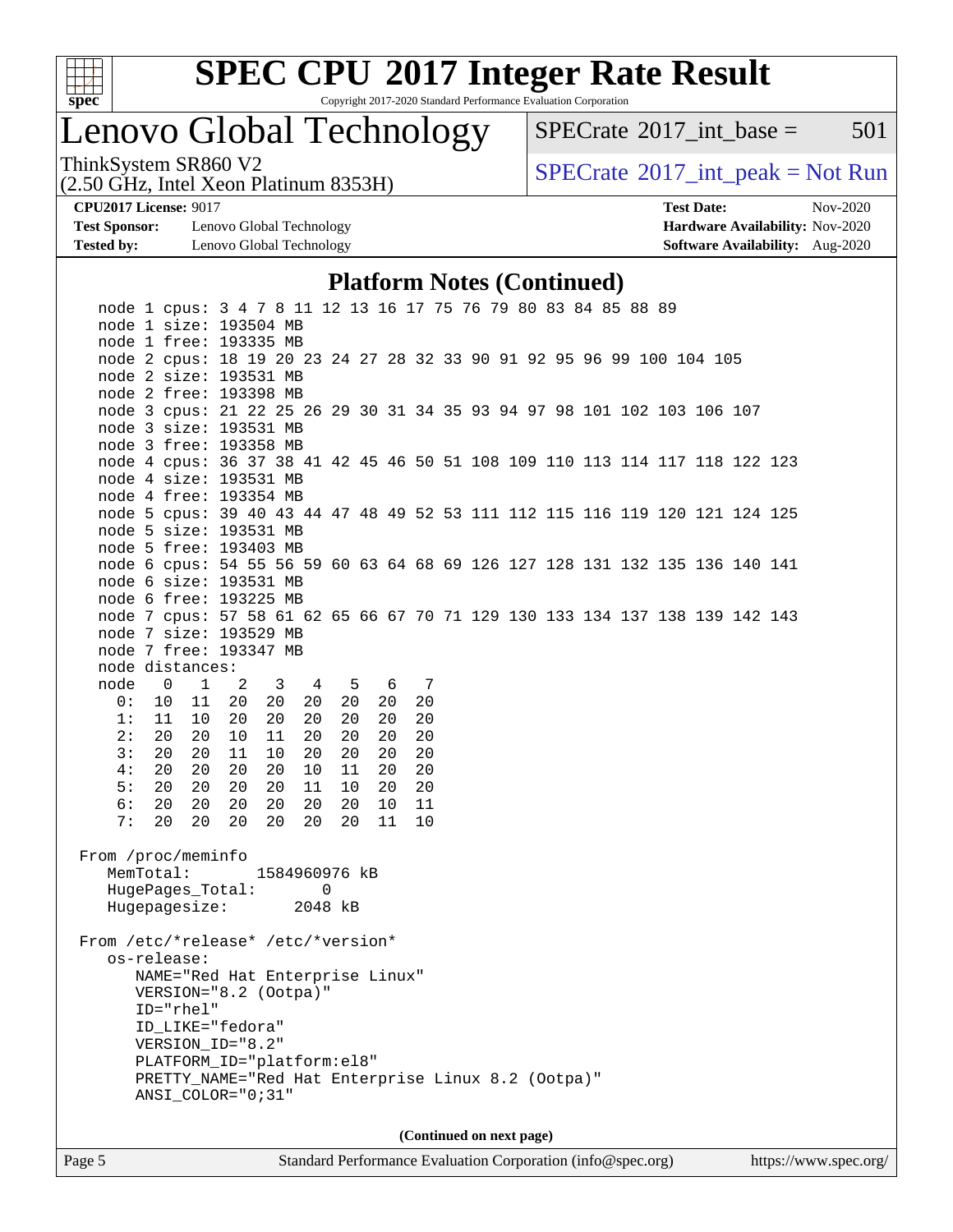# SPEC CPU 2017 Integer Rate Result

Copyright 2017-2020 Standard Performance Evaluation Corporation

## Lenovo Global Technology

ThinkSystem SR860 V2
(2.50 GHz, Intel Xeon Platinum 8353H)

SPECrate 2017_int_base = 501

SPECrate 2017_int_peak = Not Run

**CPU2017 License:** 9017
**Test Sponsor:** Lenovo Global Technology
**Tested by:** Lenovo Global Technology

**Test Date:** Nov-2020
**Hardware Availability:** Nov-2020
**Software Availability:** Aug-2020

### Platform Notes (Continued)

```
   node 1 cpus: 3 4 7 8 11 12 13 16 17 75 76 79 80 83 84 85 88 89
   node 1 size: 193504 MB
   node 1 free: 193335 MB
   node 2 cpus: 18 19 20 23 24 27 28 32 33 90 91 92 95 96 99 100 104 105
   node 2 size: 193531 MB
   node 2 free: 193398 MB
   node 3 cpus: 21 22 25 26 29 30 31 34 35 93 94 97 98 101 102 103 106 107
   node 3 size: 193531 MB
   node 3 free: 193358 MB
   node 4 cpus: 36 37 38 41 42 45 46 50 51 108 109 110 113 114 117 118 122 123
   node 4 size: 193531 MB
   node 4 free: 193354 MB
   node 5 cpus: 39 40 43 44 47 48 49 52 53 111 112 115 116 119 120 121 124 125
   node 5 size: 193531 MB
   node 5 free: 193403 MB
   node 6 cpus: 54 55 56 59 60 63 64 68 69 126 127 128 131 132 135 136 140 141
   node 6 size: 193531 MB
   node 6 free: 193225 MB
   node 7 cpus: 57 58 61 62 65 66 67 70 71 129 130 133 134 137 138 139 142 143
   node 7 size: 193529 MB
   node 7 free: 193347 MB
   node distances:
   node   0   1   2   3   4   5   6   7
     0:  10  11  20  20  20  20  20  20
     1:  11  10  20  20  20  20  20  20
     2:  20  20  10  11  20  20  20  20
     3:  20  20  11  10  20  20  20  20
     4:  20  20  20  20  10  11  20  20
     5:  20  20  20  20  11  10  20  20
     6:  20  20  20  20  20  20  10  11
     7:  20  20  20  20  20  20  11  10

 From /proc/meminfo
    MemTotal:       1584960976 kB
    HugePages_Total:       0
    Hugepagesize:       2048 kB

 From /etc/*release* /etc/*version*
    os-release:
       NAME="Red Hat Enterprise Linux"
       VERSION="8.2 (Ootpa)"
       ID="rhel"
       ID_LIKE="fedora"
       VERSION_ID="8.2"
       PLATFORM_ID="platform:el8"
       PRETTY_NAME="Red Hat Enterprise Linux 8.2 (Ootpa)"
       ANSI_COLOR="0;31"
```

**(Continued on next page)**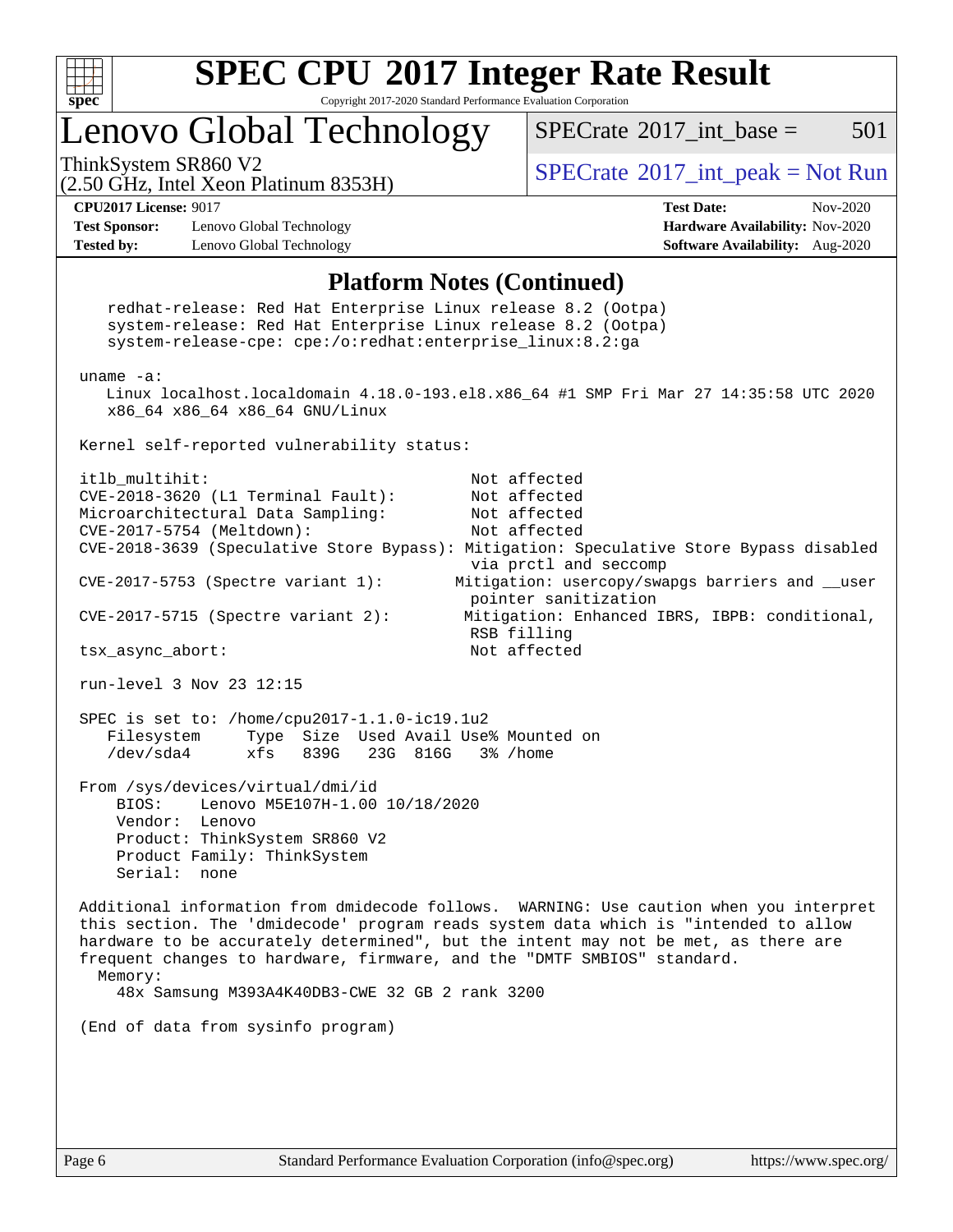# SPEC CPU 2017 Integer Rate Result

Copyright 2017-2020 Standard Performance Evaluation Corporation

## Lenovo Global Technology

ThinkSystem SR860 V2
(2.50 GHz, Intel Xeon Platinum 8353H)

SPECrate 2017_int_base = 501

SPECrate 2017_int_peak = Not Run

**CPU2017 License:** 9017
**Test Sponsor:** Lenovo Global Technology
**Tested by:** Lenovo Global Technology

**Test Date:** Nov-2020
**Hardware Availability:** Nov-2020
**Software Availability:** Aug-2020

### Platform Notes (Continued)

```
    redhat-release: Red Hat Enterprise Linux release 8.2 (Ootpa)
    system-release: Red Hat Enterprise Linux release 8.2 (Ootpa)
    system-release-cpe: cpe:/o:redhat:enterprise_linux:8.2:ga

 uname -a:
    Linux localhost.localdomain 4.18.0-193.el8.x86_64 #1 SMP Fri Mar 27 14:35:58 UTC 2020
    x86_64 x86_64 x86_64 GNU/Linux

 Kernel self-reported vulnerability status:

 itlb_multihit:                                   Not affected
 CVE-2018-3620 (L1 Terminal Fault):               Not affected
 Microarchitectural Data Sampling:                Not affected
 CVE-2017-5754 (Meltdown):                        Not affected
 CVE-2018-3639 (Speculative Store Bypass): Mitigation: Speculative Store Bypass disabled
                                                  via prctl and seccomp
 CVE-2017-5753 (Spectre variant 1):              Mitigation: usercopy/swapgs barriers and __user
                                                  pointer sanitization
 CVE-2017-5715 (Spectre variant 2):               Mitigation: Enhanced IBRS, IBPB: conditional,
                                                  RSB filling
 tsx_async_abort:                                 Not affected

 run-level 3 Nov 23 12:15

 SPEC is set to: /home/cpu2017-1.1.0-ic19.1u2
    Filesystem     Type  Size  Used Avail Use% Mounted on
    /dev/sda4      xfs   839G   23G  816G   3% /home

 From /sys/devices/virtual/dmi/id
     BIOS:    Lenovo M5E107H-1.00 10/18/2020
     Vendor:  Lenovo
     Product: ThinkSystem SR860 V2
     Product Family: ThinkSystem
     Serial:  none

 Additional information from dmidecode follows.  WARNING: Use caution when you interpret
 this section. The 'dmidecode' program reads system data which is "intended to allow
 hardware to be accurately determined", but the intent may not be met, as there are
 frequent changes to hardware, firmware, and the "DMTF SMBIOS" standard.
   Memory:
     48x Samsung M393A4K40DB3-CWE 32 GB 2 rank 3200

 (End of data from sysinfo program)
```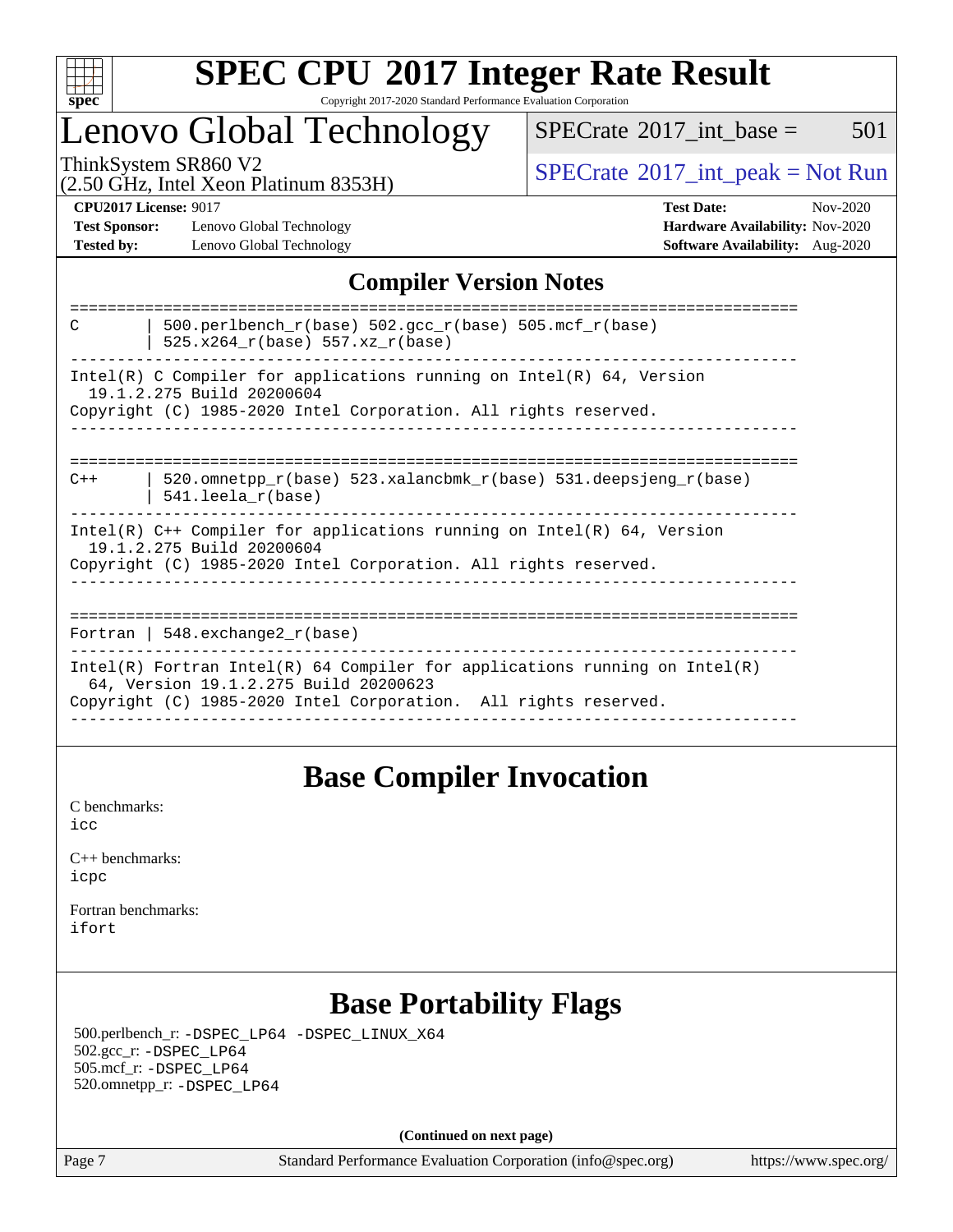## Compiler Version Notes

```
==============================================================================
C       | 500.perlbench_r(base) 502.gcc_r(base) 505.mcf_r(base)
        | 525.x264_r(base) 557.xz_r(base)
------------------------------------------------------------------------------
Intel(R) C Compiler for applications running on Intel(R) 64, Version
  19.1.2.275 Build 20200604
Copyright (C) 1985-2020 Intel Corporation. All rights reserved.
------------------------------------------------------------------------------

==============================================================================
C++     | 520.omnetpp_r(base) 523.xalancbmk_r(base) 531.deepsjeng_r(base)
        | 541.leela_r(base)
------------------------------------------------------------------------------
Intel(R) C++ Compiler for applications running on Intel(R) 64, Version
  19.1.2.275 Build 20200604
Copyright (C) 1985-2020 Intel Corporation. All rights reserved.
------------------------------------------------------------------------------

==============================================================================
Fortran | 548.exchange2_r(base)
------------------------------------------------------------------------------
Intel(R) Fortran Intel(R) 64 Compiler for applications running on Intel(R)
  64, Version 19.1.2.275 Build 20200623
Copyright (C) 1985-2020 Intel Corporation.  All rights reserved.
------------------------------------------------------------------------------
```

## Base Compiler Invocation

C benchmarks:
icc

C++ benchmarks:
icpc

Fortran benchmarks:
ifort

## Base Portability Flags

500.perlbench_r: -DSPEC_LP64 -DSPEC_LINUX_X64
502.gcc_r: -DSPEC_LP64
505.mcf_r: -DSPEC_LP64
520.omnetpp_r: -DSPEC_LP64

**(Continued on next page)**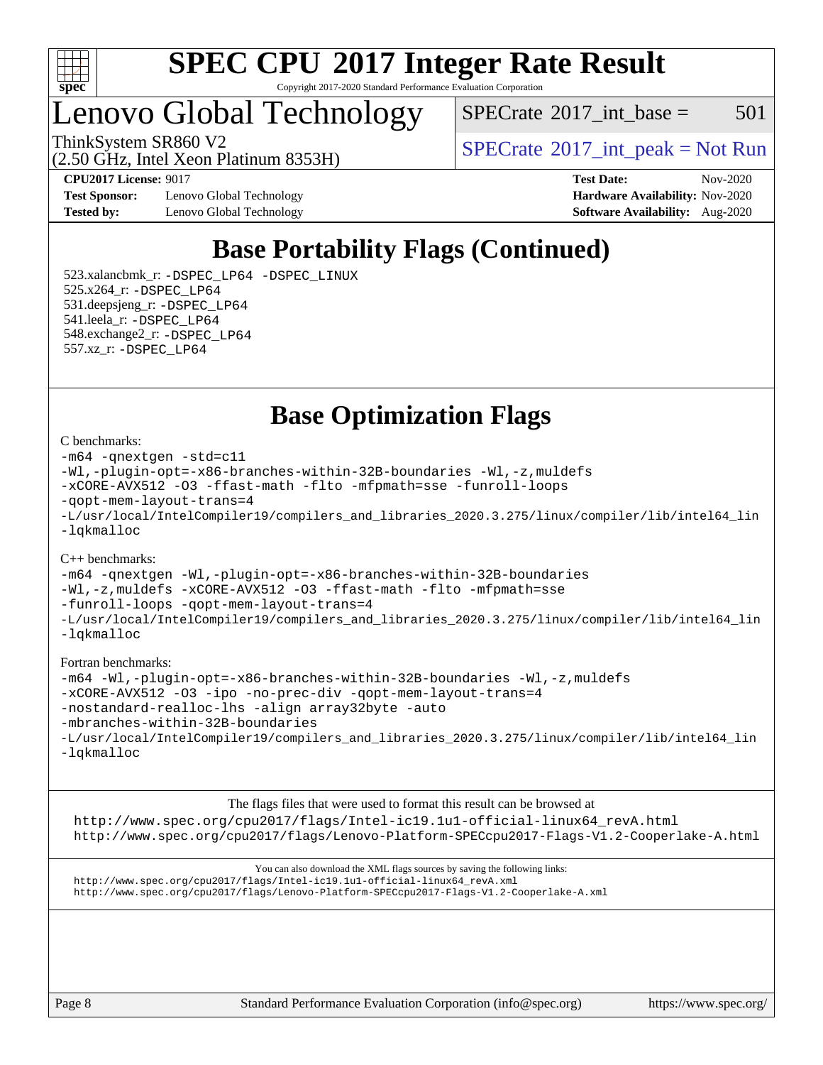# SPEC CPU 2017 Integer Rate Result

Copyright 2017-2020 Standard Performance Evaluation Corporation

# Lenovo Global Technology

ThinkSystem SR860 V2
(2.50 GHz, Intel Xeon Platinum 8353H)

SPECrate 2017_int_base = 501

SPECrate 2017_int_peak = Not Run

**CPU2017 License:** 9017
**Test Sponsor:** Lenovo Global Technology
**Tested by:** Lenovo Global Technology

**Test Date:** Nov-2020
**Hardware Availability:** Nov-2020
**Software Availability:** Aug-2020

## Base Portability Flags (Continued)

523.xalancbmk_r: -DSPEC_LP64 -DSPEC_LINUX
525.x264_r: -DSPEC_LP64
531.deepsjeng_r: -DSPEC_LP64
541.leela_r: -DSPEC_LP64
548.exchange2_r: -DSPEC_LP64
557.xz_r: -DSPEC_LP64

## Base Optimization Flags

C benchmarks:

```
-m64 -qnextgen -std=c11
-Wl,-plugin-opt=-x86-branches-within-32B-boundaries -Wl,-z,muldefs
-xCORE-AVX512 -O3 -ffast-math -flto -mfpmath=sse -funroll-loops
-qopt-mem-layout-trans=4
-L/usr/local/IntelCompiler19/compilers_and_libraries_2020.3.275/linux/compiler/lib/intel64_lin
-lqkmalloc
```

C++ benchmarks:

```
-m64 -qnextgen -Wl,-plugin-opt=-x86-branches-within-32B-boundaries
-Wl,-z,muldefs -xCORE-AVX512 -O3 -ffast-math -flto -mfpmath=sse
-funroll-loops -qopt-mem-layout-trans=4
-L/usr/local/IntelCompiler19/compilers_and_libraries_2020.3.275/linux/compiler/lib/intel64_lin
-lqkmalloc
```

Fortran benchmarks:

```
-m64 -Wl,-plugin-opt=-x86-branches-within-32B-boundaries -Wl,-z,muldefs
-xCORE-AVX512 -O3 -ipo -no-prec-div -qopt-mem-layout-trans=4
-nostandard-realloc-lhs -align array32byte -auto
-mbranches-within-32B-boundaries
-L/usr/local/IntelCompiler19/compilers_and_libraries_2020.3.275/linux/compiler/lib/intel64_lin
-lqkmalloc
```

The flags files that were used to format this result can be browsed at
http://www.spec.org/cpu2017/flags/Intel-ic19.1u1-official-linux64_revA.html
http://www.spec.org/cpu2017/flags/Lenovo-Platform-SPECcpu2017-Flags-V1.2-Cooperlake-A.html

You can also download the XML flags sources by saving the following links:
http://www.spec.org/cpu2017/flags/Intel-ic19.1u1-official-linux64_revA.xml
http://www.spec.org/cpu2017/flags/Lenovo-Platform-SPECcpu2017-Flags-V1.2-Cooperlake-A.xml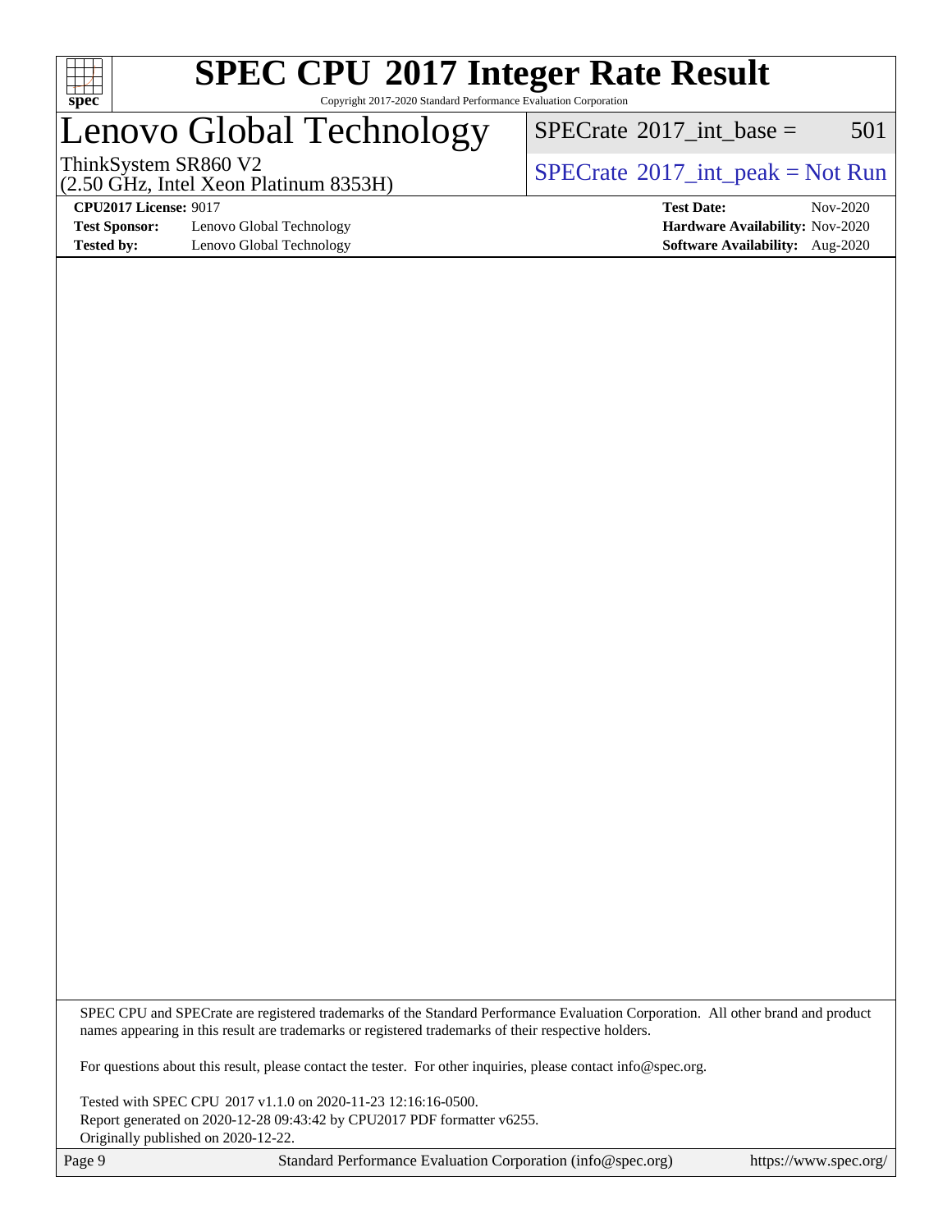SPEC CPU and SPECrate are registered trademarks of the Standard Performance Evaluation Corporation. All other brand and product names appearing in this result are trademarks or registered trademarks of their respective holders.

For questions about this result, please contact the tester. For other inquiries, please contact info@spec.org.

Tested with SPEC CPU 2017 v1.1.0 on 2020-11-23 12:16:16-0500.
Report generated on 2020-12-28 09:43:42 by CPU2017 PDF formatter v6255.
Originally published on 2020-12-22.